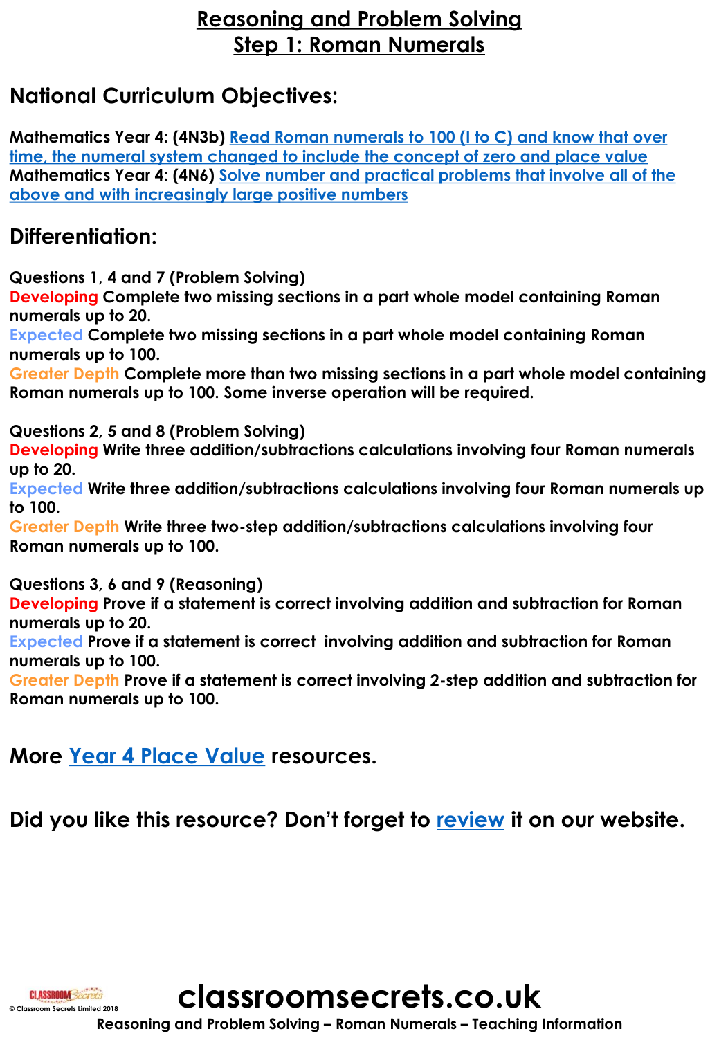# Reasoning and Problem Solving
# Step 1: Roman Numerals

## National Curriculum Objectives:

**Mathematics Year 4: (4N3b)** Read Roman numerals to 100 (I to C) and know that over time, the numeral system changed to include the concept of zero and place value
**Mathematics Year 4: (4N6)** Solve number and practical problems that involve all of the above and with increasingly large positive numbers

## Differentiation:

**Questions 1, 4 and 7 (Problem Solving)**
**Developing** Complete two missing sections in a part whole model containing Roman numerals up to 20.
**Expected** Complete two missing sections in a part whole model containing Roman numerals up to 100.
**Greater Depth** Complete more than two missing sections in a part whole model containing Roman numerals up to 100. Some inverse operation will be required.

**Questions 2, 5 and 8 (Problem Solving)**
**Developing** Write three addition/subtractions calculations involving four Roman numerals up to 20.
**Expected** Write three addition/subtractions calculations involving four Roman numerals up to 100.
**Greater Depth** Write three two-step addition/subtractions calculations involving four Roman numerals up to 100.

**Questions 3, 6 and 9 (Reasoning)**
**Developing** Prove if a statement is correct involving addition and subtraction for Roman numerals up to 20.
**Expected** Prove if a statement is correct involving addition and subtraction for Roman numerals up to 100.
**Greater Depth** Prove if a statement is correct involving 2-step addition and subtraction for Roman numerals up to 100.

## More Year 4 Place Value resources.

## Did you like this resource? Don't forget to review it on our website.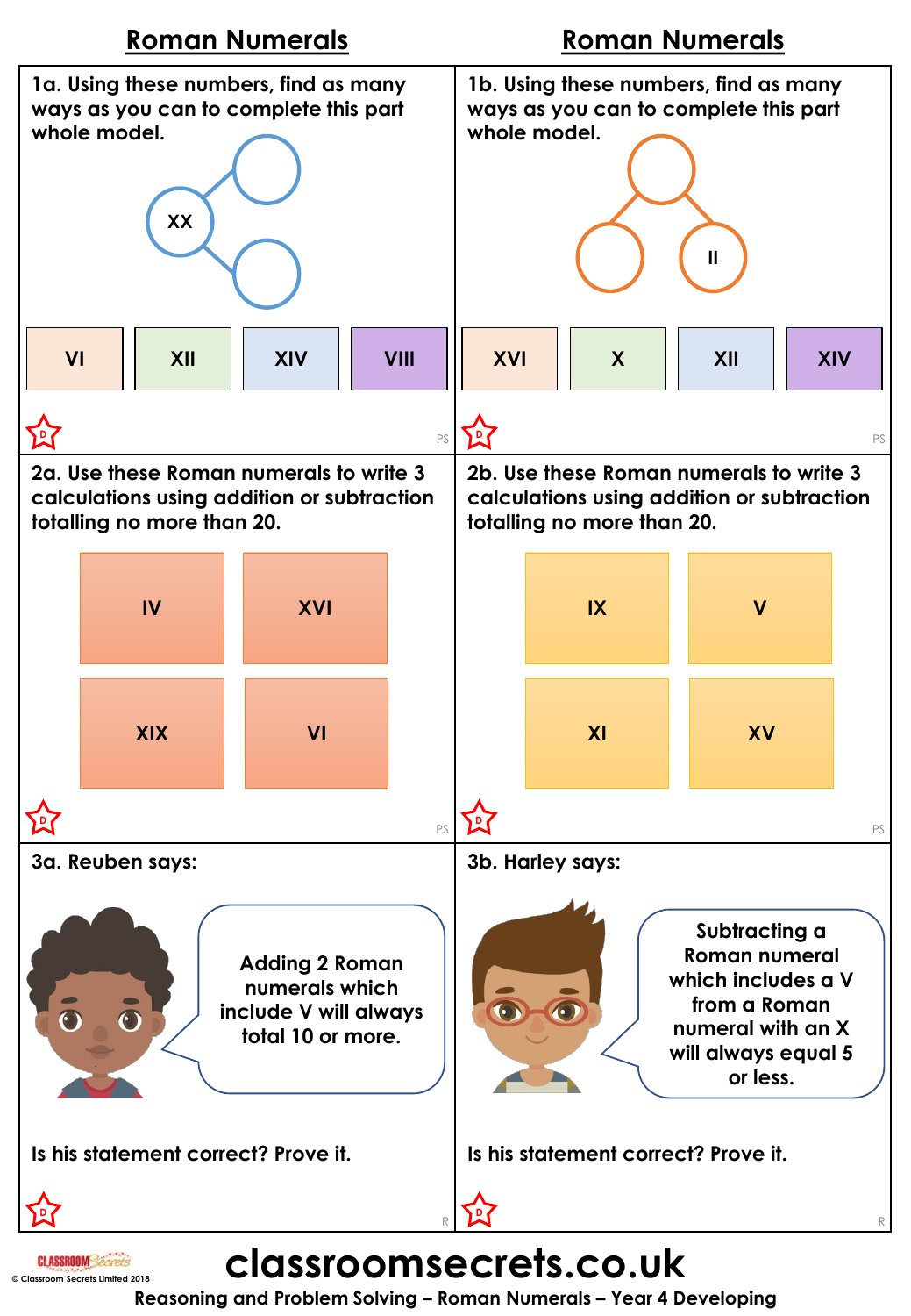## Roman Numerals

**1a. Using these numbers, find as many ways as you can to complete this part whole model.**

Whole: XX

| VI | XII | XIV | VIII |
|---|---|---|---|

**1b. Using these numbers, find as many ways as you can to complete this part whole model.**

Part: II

| XVI | X | XII | XIV |
|---|---|---|---|

**2a. Use these Roman numerals to write 3 calculations using addition or subtraction totalling no more than 20.**

| IV | XVI |
|---|---|
| XIX | VI |

**2b. Use these Roman numerals to write 3 calculations using addition or subtraction totalling no more than 20.**

| IX | V |
|---|---|
| XI | XV |

**3a. Reuben says:**

> Adding 2 Roman numerals which include V will always total 10 or more.

**Is his statement correct? Prove it.**

**3b. Harley says:**

> Subtracting a Roman numeral which includes a V from a Roman numeral with an X will always equal 5 or less.

**Is his statement correct? Prove it.**

classroomsecrets.co.uk

Reasoning and Problem Solving – Roman Numerals – Year 4 Developing

© Classroom Secrets Limited 2018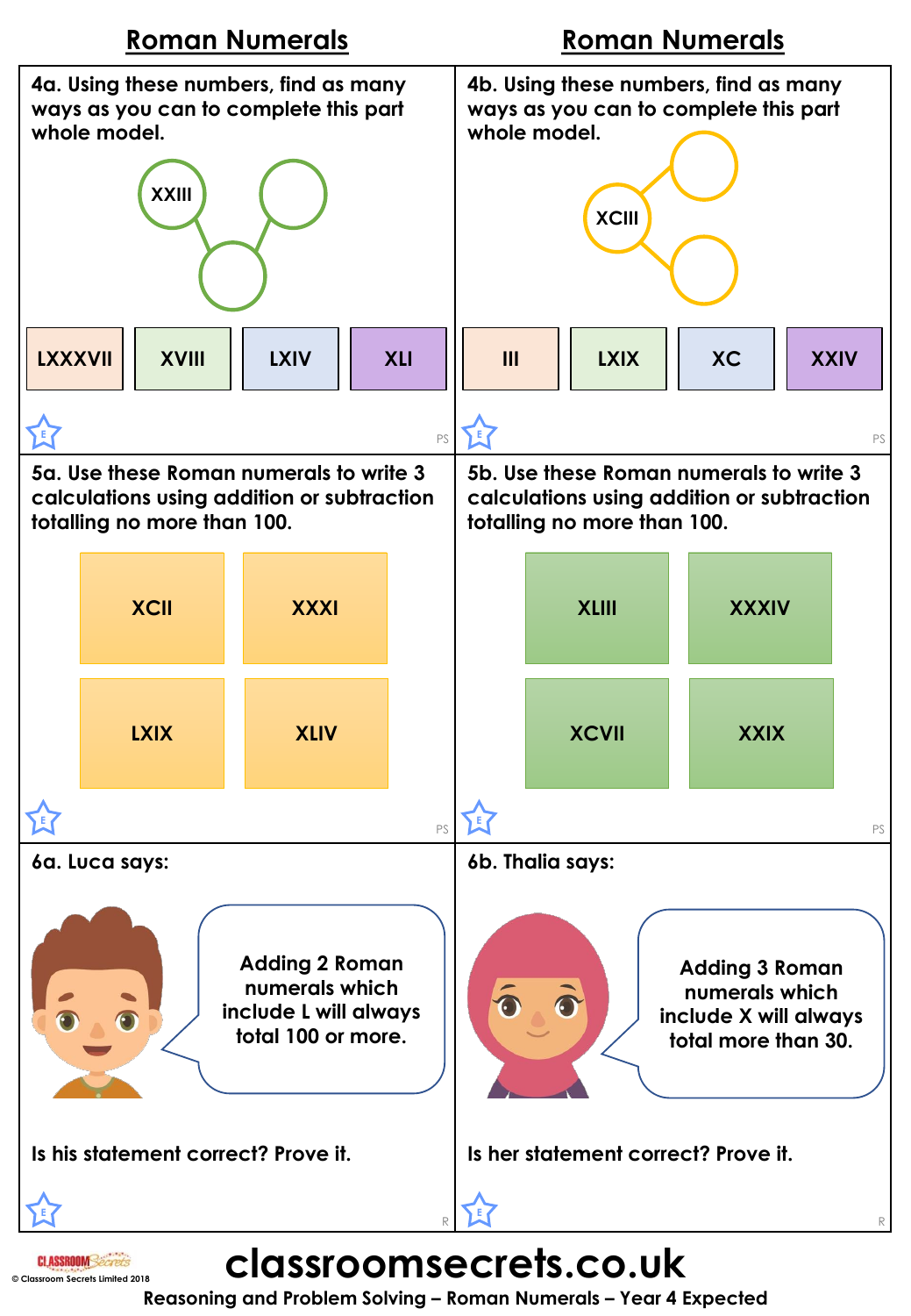## Roman Numerals

**4a. Using these numbers, find as many ways as you can to complete this part whole model.**

XXIII

| LXXXVII | XVIII | LXIV | XLI |
|---|---|---|---|

PS

**5a. Use these Roman numerals to write 3 calculations using addition or subtraction totalling no more than 100.**

| XCII | XXXI |
|---|---|
| LXIX | XLIV |

PS

**6a. Luca says:**

Adding 2 Roman numerals which include L will always total 100 or more.

**Is his statement correct? Prove it.**

R

## Roman Numerals

**4b. Using these numbers, find as many ways as you can to complete this part whole model.**

XCIII

| III | LXIX | XC | XXIV |
|---|---|---|---|

PS

**5b. Use these Roman numerals to write 3 calculations using addition or subtraction totalling no more than 100.**

| XLIII | XXXIV |
|---|---|
| XCVII | XXIX |

PS

**6b. Thalia says:**

Adding 3 Roman numerals which include X will always total more than 30.

**Is her statement correct? Prove it.**

R

classroomsecrets.co.uk

Reasoning and Problem Solving – Roman Numerals – Year 4 Expected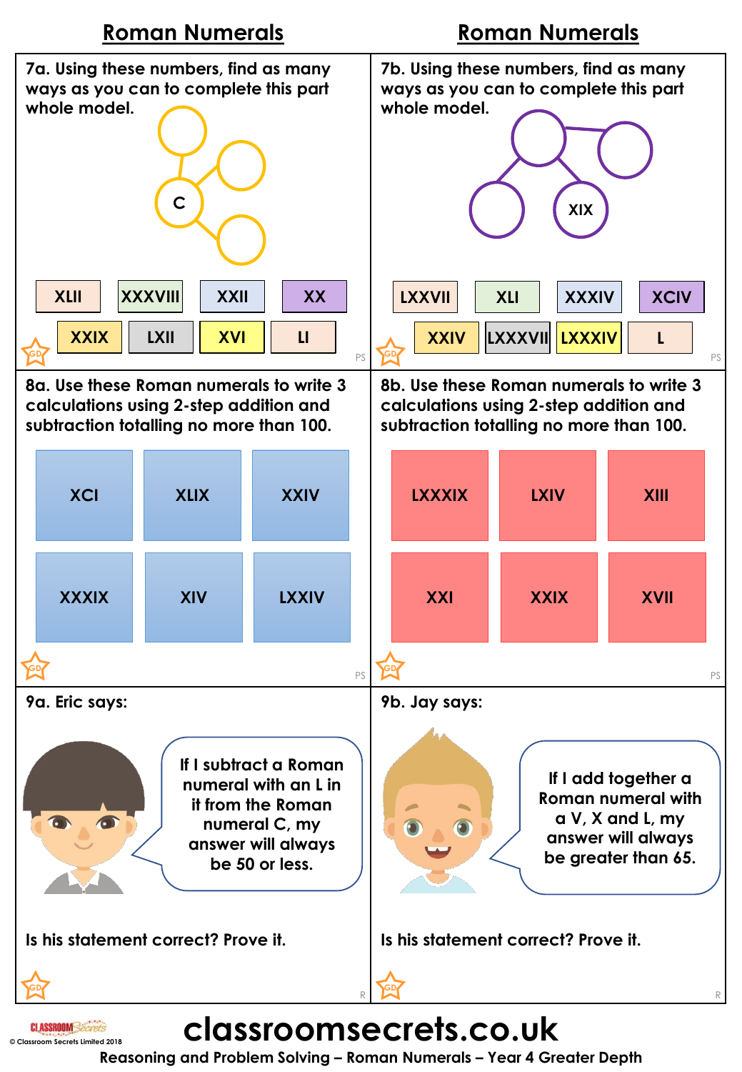## Roman Numerals

7a. Using these numbers, find as many ways as you can to complete this part whole model.

C

XLII, XXXVIII, XXII, XX, XXIX, LXII, XVI, LI

7b. Using these numbers, find as many ways as you can to complete this part whole model.

XIX

LXXVII, XLI, XXXIV, XCIV, XXIV, LXXXVII, LXXXIV, L

8a. Use these Roman numerals to write 3 calculations using 2-step addition and subtraction totalling no more than 100.

| XCI | XLIX | XXIV |
|---|---|---|
| XXXIX | XIV | LXXIV |

8b. Use these Roman numerals to write 3 calculations using 2-step addition and subtraction totalling no more than 100.

| LXXXIX | LXIV | XIII |
|---|---|---|
| XXI | XXIX | XVII |

9a. Eric says:

If I subtract a Roman numeral with an L in it from the Roman numeral C, my answer will always be 50 or less.

Is his statement correct? Prove it.

9b. Jay says:

If I add together a Roman numeral with a V, X and L, my answer will always be greater than 65.

Is his statement correct? Prove it.

classroomsecrets.co.uk

Reasoning and Problem Solving – Roman Numerals – Year 4 Greater Depth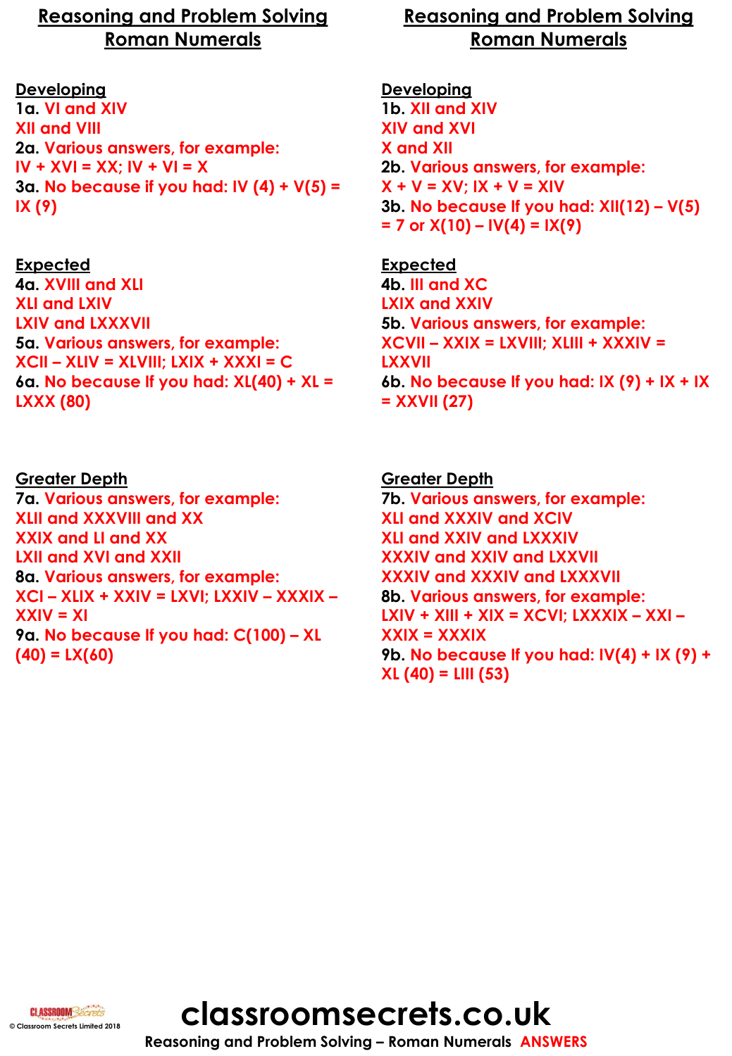## Reasoning and Problem Solving
## Roman Numerals

**Developing**

**1a.** VI and XIV
XII and VIII

**2a.** Various answers, for example:
IV + XVI = XX; IV + VI = X

**3a.** No because if you had: IV (4) + V(5) = IX (9)

**Expected**

**4a.** XVIII and XLI
XLI and LXIV
LXIV and LXXXVII

**5a.** Various answers, for example:
XCII – XLIV = XLVIII; LXIX + XXXI = C

**6a.** No because If you had: XL(40) + XL = LXXX (80)

**Greater Depth**

**7a.** Various answers, for example:
XLII and XXXVIII and XX
XXIX and LI and XX
LXII and XVI and XXII

**8a.** Various answers, for example:
XCI – XLIX + XXIV = LXVI; LXXIV – XXXIX – XXIV = XI

**9a.** No because If you had: C(100) – XL (40) = LX(60)

## Reasoning and Problem Solving
## Roman Numerals

**Developing**

**1b.** XII and XIV
XIV and XVI
X and XII

**2b.** Various answers, for example:
X + V = XV; IX + V = XIV

**3b.** No because If you had: XII(12) – V(5) = 7 or X(10) – IV(4) = IX(9)

**Expected**

**4b.** III and XC
LXIX and XXIV

**5b.** Various answers, for example:
XCVII – XXIX = LXVIII; XLIII + XXXIV = LXXVII

**6b.** No because If you had: IX (9) + IX + IX = XXVII (27)

**Greater Depth**

**7b.** Various answers, for example:
XLI and XXXIV and XCIV
XLI and XXIV and LXXXIV
XXXIV and XXIV and LXXVII
XXXIV and XXXIV and LXXXVII

**8b.** Various answers, for example:
LXIV + XIII + XIX = XCVI; LXXXIX – XXI – XXIX = XXXIX

**9b.** No because If you had: IV(4) + IX (9) + XL (40) = LIII (53)